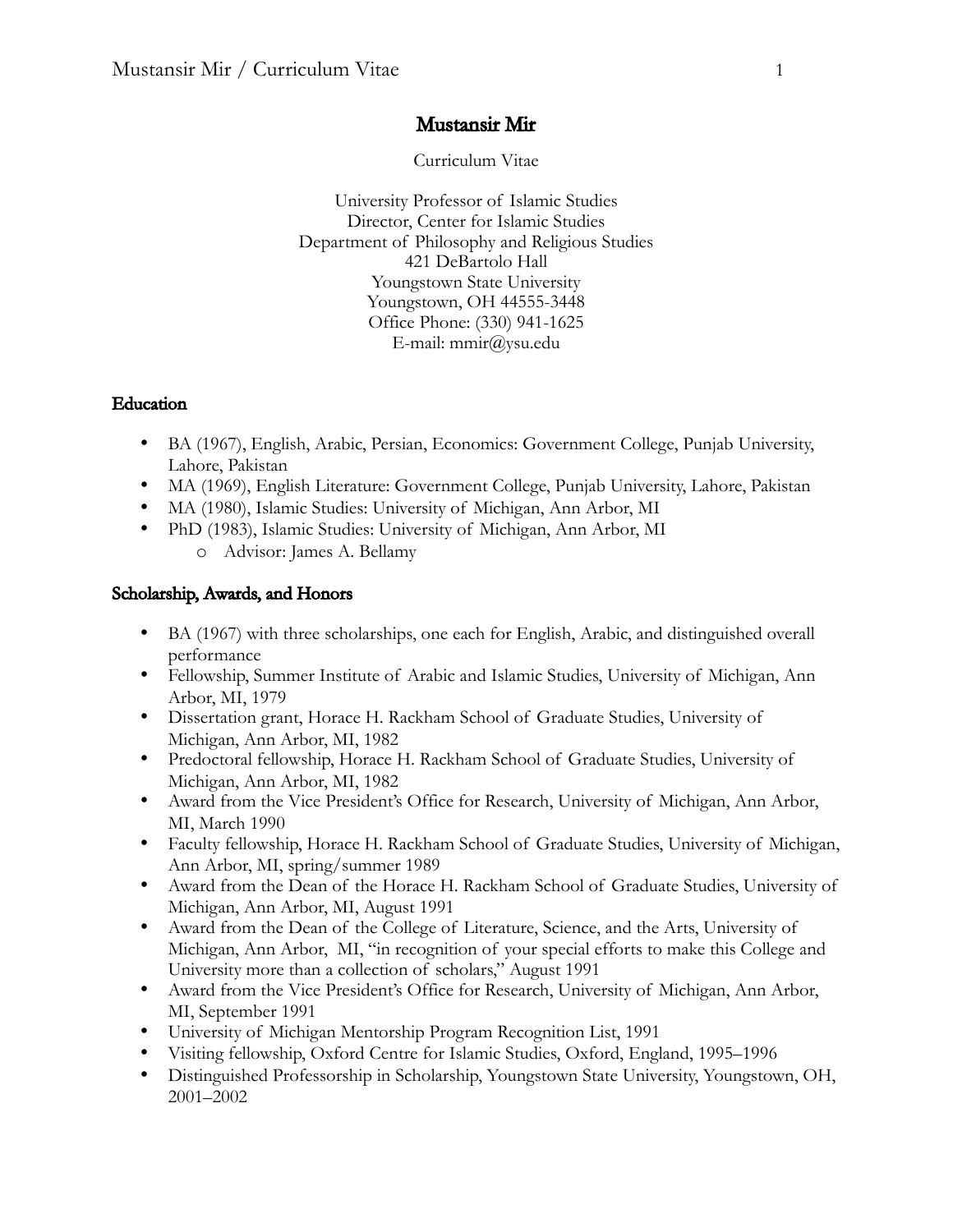# Mustansir Mir

Curriculum Vitae

University Professor of Islamic Studies
Director, Center for Islamic Studies
Department of Philosophy and Religious Studies
421 DeBartolo Hall
Youngstown State University
Youngstown, OH 44555-3448
Office Phone: (330) 941-1625
E-mail: mmir@ysu.edu

## Education

- BA (1967), English, Arabic, Persian, Economics: Government College, Punjab University, Lahore, Pakistan
- MA (1969), English Literature: Government College, Punjab University, Lahore, Pakistan
- MA (1980), Islamic Studies: University of Michigan, Ann Arbor, MI
- PhD (1983), Islamic Studies: University of Michigan, Ann Arbor, MI
  - Advisor: James A. Bellamy

## Scholarship, Awards, and Honors

- BA (1967) with three scholarships, one each for English, Arabic, and distinguished overall performance
- Fellowship, Summer Institute of Arabic and Islamic Studies, University of Michigan, Ann Arbor, MI, 1979
- Dissertation grant, Horace H. Rackham School of Graduate Studies, University of Michigan, Ann Arbor, MI, 1982
- Predoctoral fellowship, Horace H. Rackham School of Graduate Studies, University of Michigan, Ann Arbor, MI, 1982
- Award from the Vice President's Office for Research, University of Michigan, Ann Arbor, MI, March 1990
- Faculty fellowship, Horace H. Rackham School of Graduate Studies, University of Michigan, Ann Arbor, MI, spring/summer 1989
- Award from the Dean of the Horace H. Rackham School of Graduate Studies, University of Michigan, Ann Arbor, MI, August 1991
- Award from the Dean of the College of Literature, Science, and the Arts, University of Michigan, Ann Arbor, MI, "in recognition of your special efforts to make this College and University more than a collection of scholars," August 1991
- Award from the Vice President's Office for Research, University of Michigan, Ann Arbor, MI, September 1991
- University of Michigan Mentorship Program Recognition List, 1991
- Visiting fellowship, Oxford Centre for Islamic Studies, Oxford, England, 1995–1996
- Distinguished Professorship in Scholarship, Youngstown State University, Youngstown, OH, 2001–2002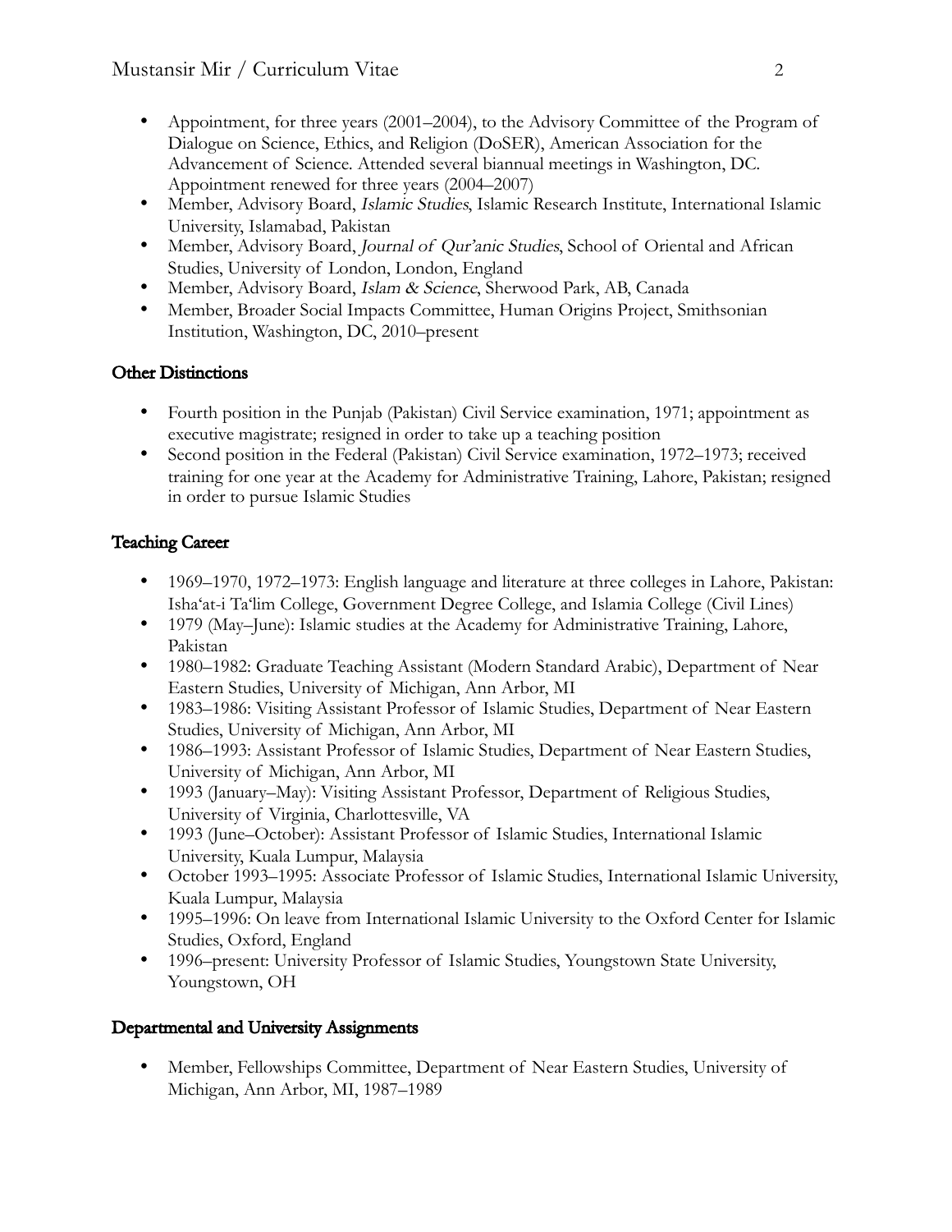- Appointment, for three years (2001–2004), to the Advisory Committee of the Program of Dialogue on Science, Ethics, and Religion (DoSER), American Association for the Advancement of Science. Attended several biannual meetings in Washington, DC. Appointment renewed for three years (2004–2007)
- Member, Advisory Board, *Islamic Studies*, Islamic Research Institute, International Islamic University, Islamabad, Pakistan
- Member, Advisory Board, *Journal of Qur'anic Studies*, School of Oriental and African Studies, University of London, London, England
- Member, Advisory Board, *Islam & Science*, Sherwood Park, AB, Canada
- Member, Broader Social Impacts Committee, Human Origins Project, Smithsonian Institution, Washington, DC, 2010–present

## Other Distinctions

- Fourth position in the Punjab (Pakistan) Civil Service examination, 1971; appointment as executive magistrate; resigned in order to take up a teaching position
- Second position in the Federal (Pakistan) Civil Service examination, 1972–1973; received training for one year at the Academy for Administrative Training, Lahore, Pakistan; resigned in order to pursue Islamic Studies

## Teaching Career

- 1969–1970, 1972–1973: English language and literature at three colleges in Lahore, Pakistan: Isha'at-i Ta'lim College, Government Degree College, and Islamia College (Civil Lines)
- 1979 (May–June): Islamic studies at the Academy for Administrative Training, Lahore, Pakistan
- 1980–1982: Graduate Teaching Assistant (Modern Standard Arabic), Department of Near Eastern Studies, University of Michigan, Ann Arbor, MI
- 1983–1986: Visiting Assistant Professor of Islamic Studies, Department of Near Eastern Studies, University of Michigan, Ann Arbor, MI
- 1986–1993: Assistant Professor of Islamic Studies, Department of Near Eastern Studies, University of Michigan, Ann Arbor, MI
- 1993 (January–May): Visiting Assistant Professor, Department of Religious Studies, University of Virginia, Charlottesville, VA
- 1993 (June–October): Assistant Professor of Islamic Studies, International Islamic University, Kuala Lumpur, Malaysia
- October 1993–1995: Associate Professor of Islamic Studies, International Islamic University, Kuala Lumpur, Malaysia
- 1995–1996: On leave from International Islamic University to the Oxford Center for Islamic Studies, Oxford, England
- 1996–present: University Professor of Islamic Studies, Youngstown State University, Youngstown, OH

## Departmental and University Assignments

- Member, Fellowships Committee, Department of Near Eastern Studies, University of Michigan, Ann Arbor, MI, 1987–1989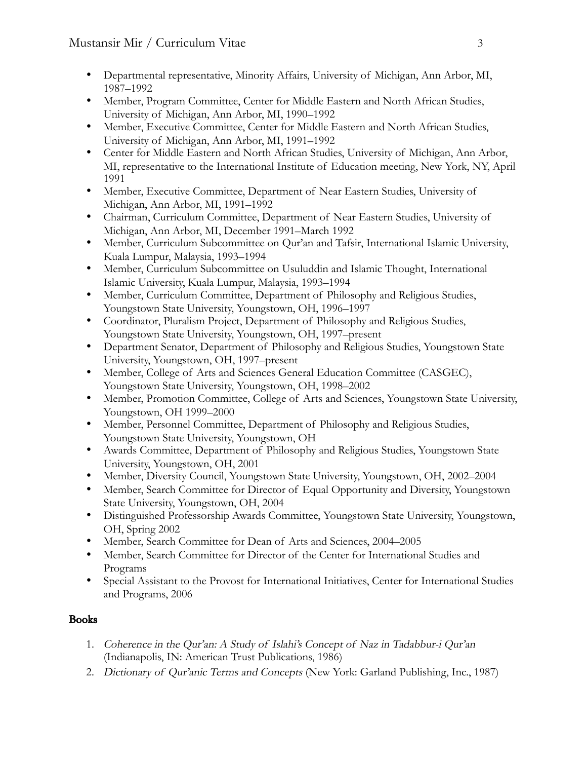- Departmental representative, Minority Affairs, University of Michigan, Ann Arbor, MI, 1987–1992
- Member, Program Committee, Center for Middle Eastern and North African Studies, University of Michigan, Ann Arbor, MI, 1990–1992
- Member, Executive Committee, Center for Middle Eastern and North African Studies, University of Michigan, Ann Arbor, MI, 1991–1992
- Center for Middle Eastern and North African Studies, University of Michigan, Ann Arbor, MI, representative to the International Institute of Education meeting, New York, NY, April 1991
- Member, Executive Committee, Department of Near Eastern Studies, University of Michigan, Ann Arbor, MI, 1991–1992
- Chairman, Curriculum Committee, Department of Near Eastern Studies, University of Michigan, Ann Arbor, MI, December 1991–March 1992
- Member, Curriculum Subcommittee on Qur'an and Tafsir, International Islamic University, Kuala Lumpur, Malaysia, 1993–1994
- Member, Curriculum Subcommittee on Usuluddin and Islamic Thought, International Islamic University, Kuala Lumpur, Malaysia, 1993–1994
- Member, Curriculum Committee, Department of Philosophy and Religious Studies, Youngstown State University, Youngstown, OH, 1996–1997
- Coordinator, Pluralism Project, Department of Philosophy and Religious Studies, Youngstown State University, Youngstown, OH, 1997–present
- Department Senator, Department of Philosophy and Religious Studies, Youngstown State University, Youngstown, OH, 1997–present
- Member, College of Arts and Sciences General Education Committee (CASGEC), Youngstown State University, Youngstown, OH, 1998–2002
- Member, Promotion Committee, College of Arts and Sciences, Youngstown State University, Youngstown, OH 1999–2000
- Member, Personnel Committee, Department of Philosophy and Religious Studies, Youngstown State University, Youngstown, OH
- Awards Committee, Department of Philosophy and Religious Studies, Youngstown State University, Youngstown, OH, 2001
- Member, Diversity Council, Youngstown State University, Youngstown, OH, 2002–2004
- Member, Search Committee for Director of Equal Opportunity and Diversity, Youngstown State University, Youngstown, OH, 2004
- Distinguished Professorship Awards Committee, Youngstown State University, Youngstown, OH, Spring 2002
- Member, Search Committee for Dean of Arts and Sciences, 2004–2005
- Member, Search Committee for Director of the Center for International Studies and Programs
- Special Assistant to the Provost for International Initiatives, Center for International Studies and Programs, 2006

## Books

1. *Coherence in the Qur'an: A Study of Islahi's Concept of Naz in Tadabbur-i Qur'an* (Indianapolis, IN: American Trust Publications, 1986)
2. *Dictionary of Qur'anic Terms and Concepts* (New York: Garland Publishing, Inc., 1987)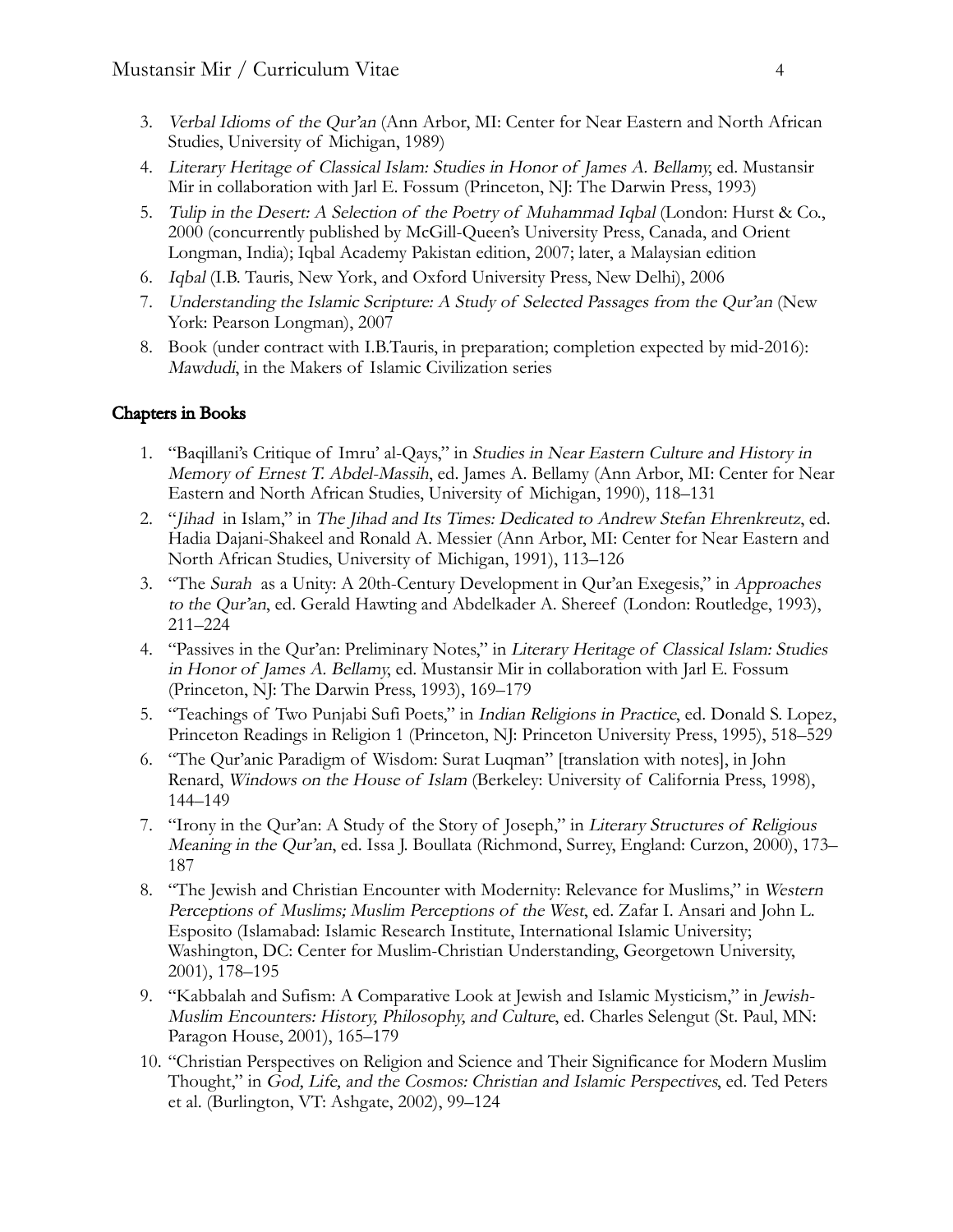3. *Verbal Idioms of the Qur'an* (Ann Arbor, MI: Center for Near Eastern and North African Studies, University of Michigan, 1989)
4. *Literary Heritage of Classical Islam: Studies in Honor of James A. Bellamy*, ed. Mustansir Mir in collaboration with Jarl E. Fossum (Princeton, NJ: The Darwin Press, 1993)
5. *Tulip in the Desert: A Selection of the Poetry of Muhammad Iqbal* (London: Hurst & Co., 2000 (concurrently published by McGill-Queen's University Press, Canada, and Orient Longman, India); Iqbal Academy Pakistan edition, 2007; later, a Malaysian edition
6. *Iqbal* (I.B. Tauris, New York, and Oxford University Press, New Delhi), 2006
7. *Understanding the Islamic Scripture: A Study of Selected Passages from the Qur'an* (New York: Pearson Longman), 2007
8. Book (under contract with I.B.Tauris, in preparation; completion expected by mid-2016): *Mawdudi*, in the Makers of Islamic Civilization series

## Chapters in Books

1. "Baqillani's Critique of Imru' al-Qays," in *Studies in Near Eastern Culture and History in Memory of Ernest T. Abdel-Massih*, ed. James A. Bellamy (Ann Arbor, MI: Center for Near Eastern and North African Studies, University of Michigan, 1990), 118–131
2. "*Jihad* in Islam," in *The Jihad and Its Times: Dedicated to Andrew Stefan Ehrenkreutz*, ed. Hadia Dajani-Shakeel and Ronald A. Messier (Ann Arbor, MI: Center for Near Eastern and North African Studies, University of Michigan, 1991), 113–126
3. "The *Surah* as a Unity: A 20th-Century Development in Qur'an Exegesis," in *Approaches to the Qur'an*, ed. Gerald Hawting and Abdelkader A. Shereef (London: Routledge, 1993), 211–224
4. "Passives in the Qur'an: Preliminary Notes," in *Literary Heritage of Classical Islam: Studies in Honor of James A. Bellamy*, ed. Mustansir Mir in collaboration with Jarl E. Fossum (Princeton, NJ: The Darwin Press, 1993), 169–179
5. "Teachings of Two Punjabi Sufi Poets," in *Indian Religions in Practice*, ed. Donald S. Lopez, Princeton Readings in Religion 1 (Princeton, NJ: Princeton University Press, 1995), 518–529
6. "The Qur'anic Paradigm of Wisdom: Surat Luqman" [translation with notes], in John Renard, *Windows on the House of Islam* (Berkeley: University of California Press, 1998), 144–149
7. "Irony in the Qur'an: A Study of the Story of Joseph," in *Literary Structures of Religious Meaning in the Qur'an*, ed. Issa J. Boullata (Richmond, Surrey, England: Curzon, 2000), 173–187
8. "The Jewish and Christian Encounter with Modernity: Relevance for Muslims," in *Western Perceptions of Muslims; Muslim Perceptions of the West*, ed. Zafar I. Ansari and John L. Esposito (Islamabad: Islamic Research Institute, International Islamic University; Washington, DC: Center for Muslim-Christian Understanding, Georgetown University, 2001), 178–195
9. "Kabbalah and Sufism: A Comparative Look at Jewish and Islamic Mysticism," in *Jewish-Muslim Encounters: History, Philosophy, and Culture*, ed. Charles Selengut (St. Paul, MN: Paragon House, 2001), 165–179
10. "Christian Perspectives on Religion and Science and Their Significance for Modern Muslim Thought," in *God, Life, and the Cosmos: Christian and Islamic Perspectives*, ed. Ted Peters et al. (Burlington, VT: Ashgate, 2002), 99–124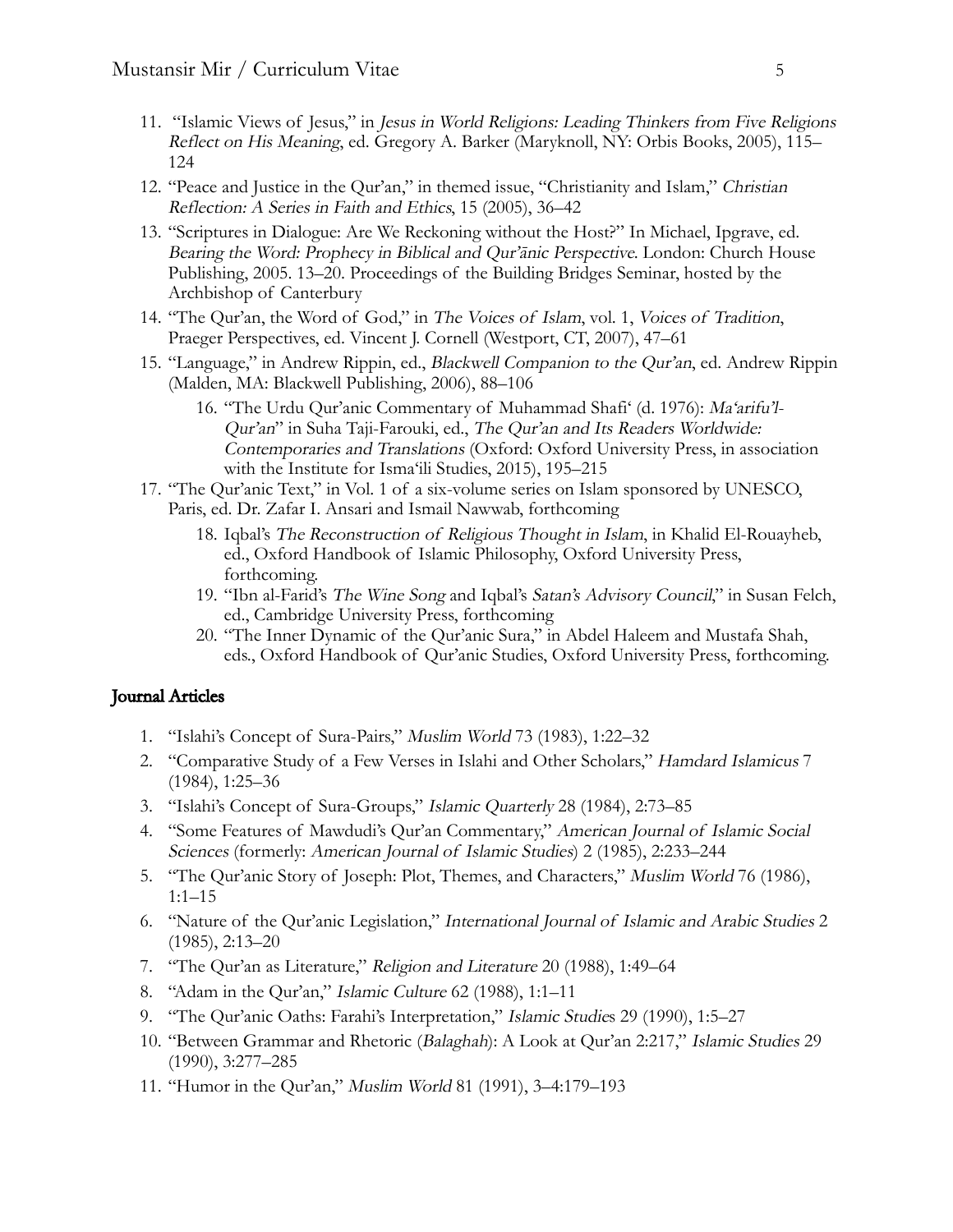11. "Islamic Views of Jesus," in *Jesus in World Religions: Leading Thinkers from Five Religions Reflect on His Meaning*, ed. Gregory A. Barker (Maryknoll, NY: Orbis Books, 2005), 115–124
12. "Peace and Justice in the Qur'an," in themed issue, "Christianity and Islam," *Christian Reflection: A Series in Faith and Ethics*, 15 (2005), 36–42
13. "Scriptures in Dialogue: Are We Reckoning without the Host?" In Michael, Ipgrave, ed. *Bearing the Word: Prophecy in Biblical and Qur'ānic Perspective*. London: Church House Publishing, 2005. 13–20. Proceedings of the Building Bridges Seminar, hosted by the Archbishop of Canterbury
14. "The Qur'an, the Word of God," in *The Voices of Islam*, vol. 1, *Voices of Tradition*, Praeger Perspectives, ed. Vincent J. Cornell (Westport, CT, 2007), 47–61
15. "Language," in Andrew Rippin, ed., *Blackwell Companion to the Qur'an*, ed. Andrew Rippin (Malden, MA: Blackwell Publishing, 2006), 88–106
16. "The Urdu Qur'anic Commentary of Muhammad Shafi' (d. 1976): *Ma'arifu'l-Qur'an*" in Suha Taji-Farouki, ed., *The Qur'an and Its Readers Worldwide: Contemporaries and Translations* (Oxford: Oxford University Press, in association with the Institute for Isma'ili Studies, 2015), 195–215
17. "The Qur'anic Text," in Vol. 1 of a six-volume series on Islam sponsored by UNESCO, Paris, ed. Dr. Zafar I. Ansari and Ismail Nawwab, forthcoming
18. Iqbal's *The Reconstruction of Religious Thought in Islam*, in Khalid El-Rouayheb, ed., Oxford Handbook of Islamic Philosophy, Oxford University Press, forthcoming.
19. "Ibn al-Farid's *The Wine Song* and Iqbal's *Satan's Advisory Council*," in Susan Felch, ed., Cambridge University Press, forthcoming
20. "The Inner Dynamic of the Qur'anic Sura," in Abdel Haleem and Mustafa Shah, eds., Oxford Handbook of Qur'anic Studies, Oxford University Press, forthcoming.

## Journal Articles

1. "Islahi's Concept of Sura-Pairs," *Muslim World* 73 (1983), 1:22–32
2. "Comparative Study of a Few Verses in Islahi and Other Scholars," *Hamdard Islamicus* 7 (1984), 1:25–36
3. "Islahi's Concept of Sura-Groups," *Islamic Quarterly* 28 (1984), 2:73–85
4. "Some Features of Mawdudi's Qur'an Commentary," *American Journal of Islamic Social Sciences* (formerly: *American Journal of Islamic Studies*) 2 (1985), 2:233–244
5. "The Qur'anic Story of Joseph: Plot, Themes, and Characters," *Muslim World* 76 (1986), 1:1–15
6. "Nature of the Qur'anic Legislation," *International Journal of Islamic and Arabic Studies* 2 (1985), 2:13–20
7. "The Qur'an as Literature," *Religion and Literature* 20 (1988), 1:49–64
8. "Adam in the Qur'an," *Islamic Culture* 62 (1988), 1:1–11
9. "The Qur'anic Oaths: Farahi's Interpretation," *Islamic Studies* 29 (1990), 1:5–27
10. "Between Grammar and Rhetoric (*Balaghah*): A Look at Qur'an 2:217," *Islamic Studies* 29 (1990), 3:277–285
11. "Humor in the Qur'an," *Muslim World* 81 (1991), 3–4:179–193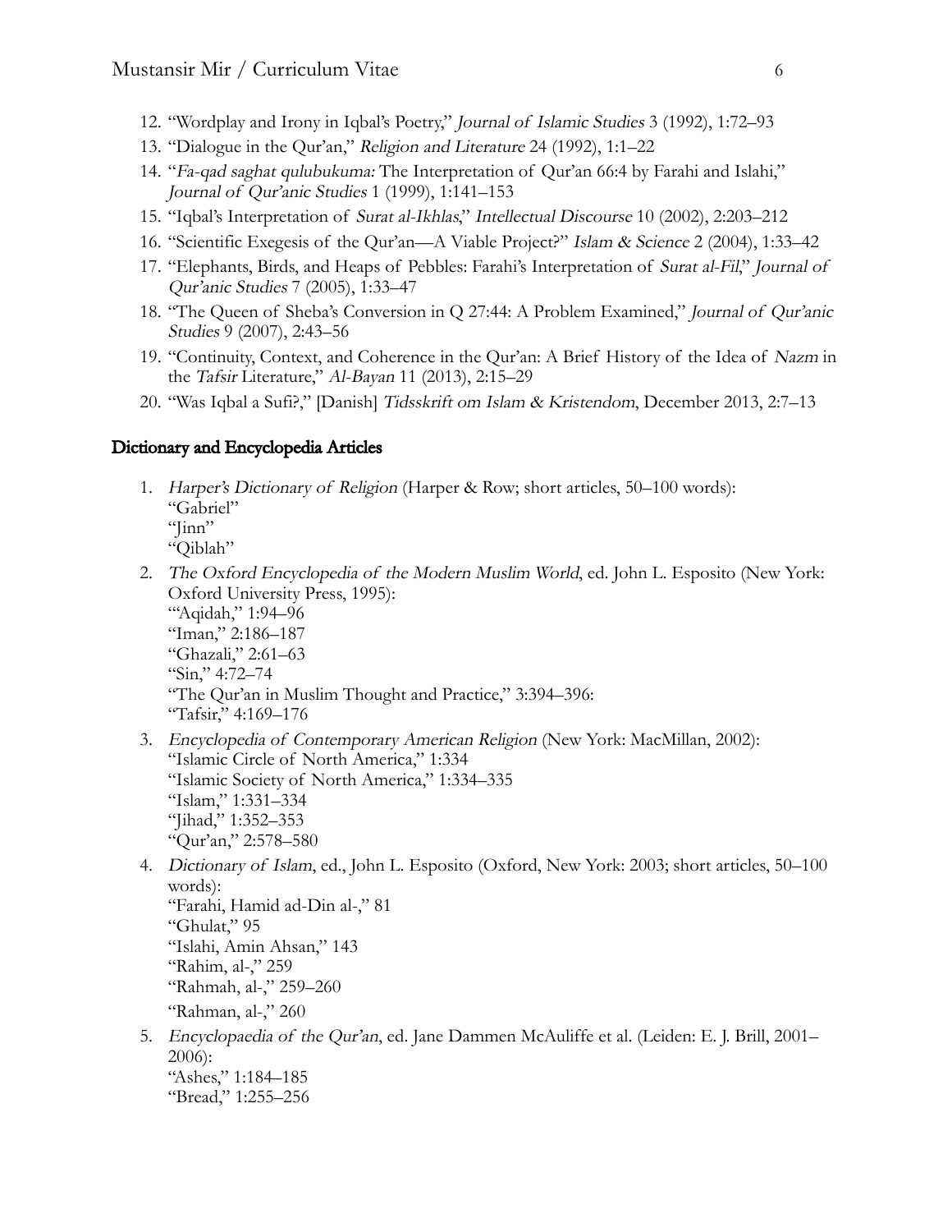12. "Wordplay and Irony in Iqbal's Poetry," *Journal of Islamic Studies* 3 (1992), 1:72–93
13. "Dialogue in the Qur'an," *Religion and Literature* 24 (1992), 1:1–22
14. "*Fa-qad saghat qulubukuma:* The Interpretation of Qur'an 66:4 by Farahi and Islahi," *Journal of Qur'anic Studies* 1 (1999), 1:141–153
15. "Iqbal's Interpretation of *Surat al-Ikhlas*," *Intellectual Discourse* 10 (2002), 2:203–212
16. "Scientific Exegesis of the Qur'an—A Viable Project?" *Islam & Science* 2 (2004), 1:33–42
17. "Elephants, Birds, and Heaps of Pebbles: Farahi's Interpretation of *Surat al-Fil*," *Journal of Qur'anic Studies* 7 (2005), 1:33–47
18. "The Queen of Sheba's Conversion in Q 27:44: A Problem Examined," *Journal of Qur'anic Studies* 9 (2007), 2:43–56
19. "Continuity, Context, and Coherence in the Qur'an: A Brief History of the Idea of *Nazm* in the *Tafsir* Literature," *Al-Bayan* 11 (2013), 2:15–29
20. "Was Iqbal a Sufi?," [Danish] *Tidsskrift om Islam & Kristendom*, December 2013, 2:7–13

## Dictionary and Encyclopedia Articles

1. *Harper's Dictionary of Religion* (Harper & Row; short articles, 50–100 words):
   "Gabriel"
   "Jinn"
   "Qiblah"
2. *The Oxford Encyclopedia of the Modern Muslim World*, ed. John L. Esposito (New York: Oxford University Press, 1995):
   "'Aqidah," 1:94–96
   "Iman," 2:186–187
   "Ghazali," 2:61–63
   "Sin," 4:72–74
   "The Qur'an in Muslim Thought and Practice," 3:394–396:
   "Tafsir," 4:169–176
3. *Encyclopedia of Contemporary American Religion* (New York: MacMillan, 2002):
   "Islamic Circle of North America," 1:334
   "Islamic Society of North America," 1:334–335
   "Islam," 1:331–334
   "Jihad," 1:352–353
   "Qur'an," 2:578–580
4. *Dictionary of Islam*, ed., John L. Esposito (Oxford, New York: 2003; short articles, 50–100 words):
   "Farahi, Hamid ad-Din al-," 81
   "Ghulat," 95
   "Islahi, Amin Ahsan," 143
   "Rahim, al-," 259
   "Rahmah, al-," 259–260
   "Rahman, al-," 260
5. *Encyclopaedia of the Qur'an*, ed. Jane Dammen McAuliffe et al. (Leiden: E. J. Brill, 2001–2006):
   "Ashes," 1:184–185
   "Bread," 1:255–256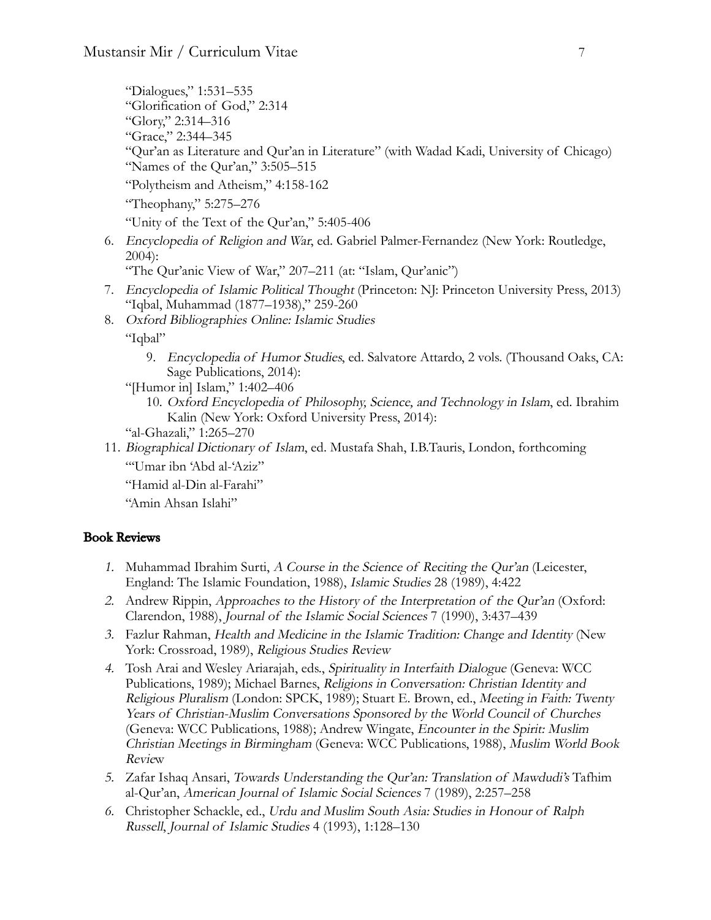"Dialogues," 1:531–535
"Glorification of God," 2:314
"Glory," 2:314–316
"Grace," 2:344–345
"Qur'an as Literature and Qur'an in Literature" (with Wadad Kadi, University of Chicago)
"Names of the Qur'an," 3:505–515
"Polytheism and Atheism," 4:158-162
"Theophany," 5:275–276
"Unity of the Text of the Qur'an," 5:405-406

6. *Encyclopedia of Religion and War*, ed. Gabriel Palmer-Fernandez (New York: Routledge, 2004):
   "The Qur'anic View of War," 207–211 (at: "Islam, Qur'anic")
7. *Encyclopedia of Islamic Political Thought* (Princeton: NJ: Princeton University Press, 2013)
   "Iqbal, Muhammad (1877–1938)," 259-260
8. *Oxford Bibliographies Online: Islamic Studies*
   "Iqbal"
9. *Encyclopedia of Humor Studies*, ed. Salvatore Attardo, 2 vols. (Thousand Oaks, CA: Sage Publications, 2014):
   "[Humor in] Islam," 1:402–406
10. *Oxford Encyclopedia of Philosophy, Science, and Technology in Islam*, ed. Ibrahim Kalin (New York: Oxford University Press, 2014):
    "al-Ghazali," 1:265–270
11. *Biographical Dictionary of Islam*, ed. Mustafa Shah, I.B.Tauris, London, forthcoming
    "'Umar ibn 'Abd al-'Aziz"
    "Hamid al-Din al-Farahi"
    "Amin Ahsan Islahi"

## Book Reviews

1. Muhammad Ibrahim Surti, *A Course in the Science of Reciting the Qur'an* (Leicester, England: The Islamic Foundation, 1988), *Islamic Studies* 28 (1989), 4:422
2. Andrew Rippin, *Approaches to the History of the Interpretation of the Qur'an* (Oxford: Clarendon, 1988), *Journal of the Islamic Social Sciences* 7 (1990), 3:437–439
3. Fazlur Rahman, *Health and Medicine in the Islamic Tradition: Change and Identity* (New York: Crossroad, 1989), *Religious Studies Review*
4. Tosh Arai and Wesley Ariarajah, eds., *Spirituality in Interfaith Dialogue* (Geneva: WCC Publications, 1989); Michael Barnes, *Religions in Conversation: Christian Identity and Religious Pluralism* (London: SPCK, 1989); Stuart E. Brown, ed., *Meeting in Faith: Twenty Years of Christian-Muslim Conversations Sponsored by the World Council of Churches* (Geneva: WCC Publications, 1988); Andrew Wingate, *Encounter in the Spirit: Muslim Christian Meetings in Birmingham* (Geneva: WCC Publications, 1988), *Muslim World Book Review*
5. Zafar Ishaq Ansari, *Towards Understanding the Qur'an: Translation of Mawdudi's* Tafhim al-Qur'an, *American Journal of Islamic Social Sciences* 7 (1989), 2:257–258
6. Christopher Schackle, ed., *Urdu and Muslim South Asia: Studies in Honour of Ralph Russell*, *Journal of Islamic Studies* 4 (1993), 1:128–130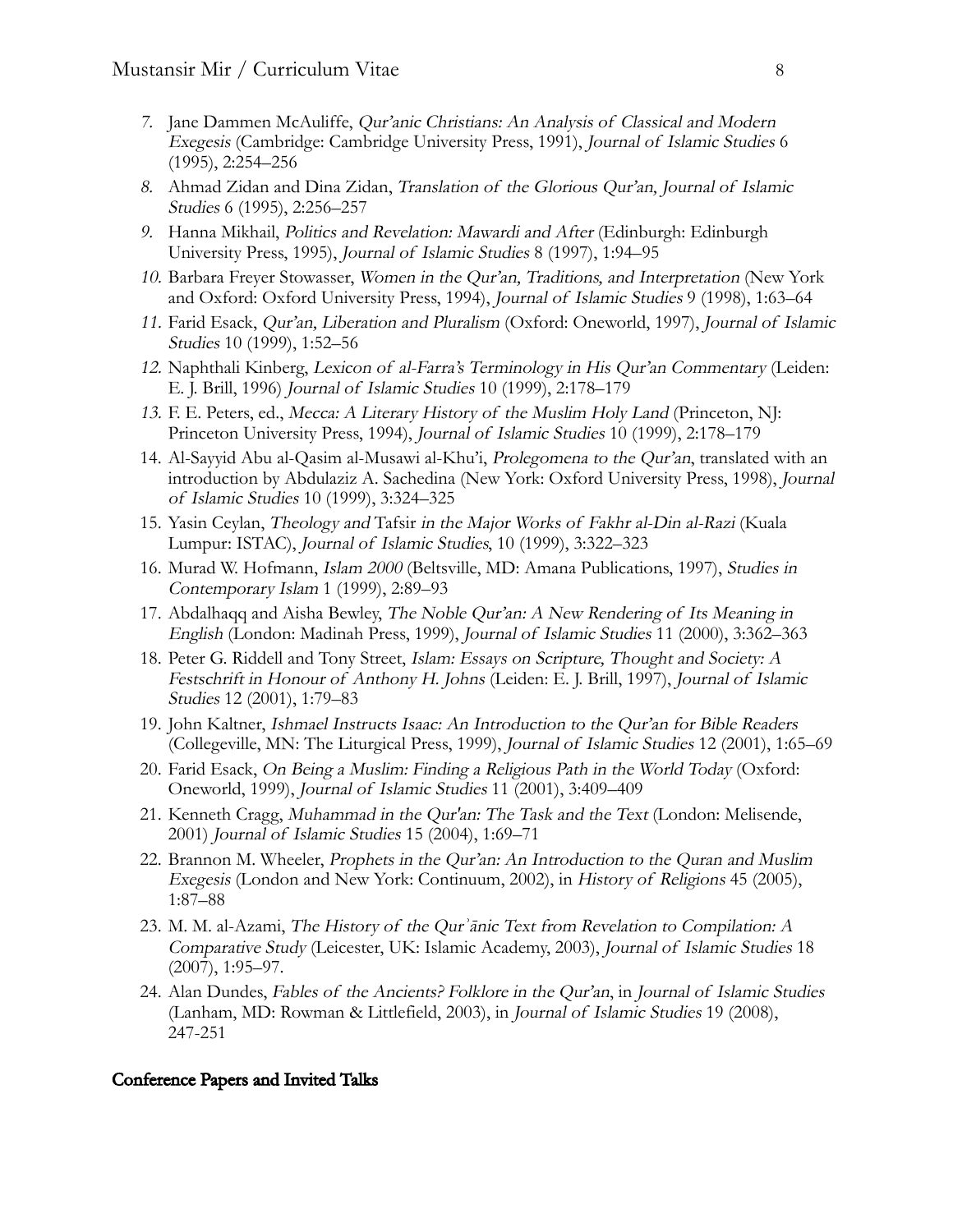7. Jane Dammen McAuliffe, *Qur'anic Christians: An Analysis of Classical and Modern Exegesis* (Cambridge: Cambridge University Press, 1991), *Journal of Islamic Studies* 6 (1995), 2:254–256
8. Ahmad Zidan and Dina Zidan, *Translation of the Glorious Qur'an, Journal of Islamic Studies* 6 (1995), 2:256–257
9. Hanna Mikhail, *Politics and Revelation: Mawardi and After* (Edinburgh: Edinburgh University Press, 1995), *Journal of Islamic Studies* 8 (1997), 1:94–95
10. Barbara Freyer Stowasser, *Women in the Qur'an, Traditions, and Interpretation* (New York and Oxford: Oxford University Press, 1994), *Journal of Islamic Studies* 9 (1998), 1:63–64
11. Farid Esack, *Qur'an, Liberation and Pluralism* (Oxford: Oneworld, 1997), *Journal of Islamic Studies* 10 (1999), 1:52–56
12. Naphthali Kinberg, *Lexicon of al-Farra's Terminology in His Qur'an Commentary* (Leiden: E. J. Brill, 1996) *Journal of Islamic Studies* 10 (1999), 2:178–179
13. F. E. Peters, ed., *Mecca: A Literary History of the Muslim Holy Land* (Princeton, NJ: Princeton University Press, 1994), *Journal of Islamic Studies* 10 (1999), 2:178–179
14. Al-Sayyid Abu al-Qasim al-Musawi al-Khu'i, *Prolegomena to the Qur'an*, translated with an introduction by Abdulaziz A. Sachedina (New York: Oxford University Press, 1998), *Journal of Islamic Studies* 10 (1999), 3:324–325
15. Yasin Ceylan, *Theology and* Tafsir *in the Major Works of Fakhr al-Din al-Razi* (Kuala Lumpur: ISTAC), *Journal of Islamic Studies*, 10 (1999), 3:322–323
16. Murad W. Hofmann, *Islam 2000* (Beltsville, MD: Amana Publications, 1997), *Studies in Contemporary Islam* 1 (1999), 2:89–93
17. Abdalhaqq and Aisha Bewley, *The Noble Qur'an: A New Rendering of Its Meaning in English* (London: Madinah Press, 1999), *Journal of Islamic Studies* 11 (2000), 3:362–363
18. Peter G. Riddell and Tony Street, *Islam: Essays on Scripture, Thought and Society: A Festschrift in Honour of Anthony H. Johns* (Leiden: E. J. Brill, 1997), *Journal of Islamic Studies* 12 (2001), 1:79–83
19. John Kaltner, *Ishmael Instructs Isaac: An Introduction to the Qur'an for Bible Readers* (Collegeville, MN: The Liturgical Press, 1999), *Journal of Islamic Studies* 12 (2001), 1:65–69
20. Farid Esack, *On Being a Muslim: Finding a Religious Path in the World Today* (Oxford: Oneworld, 1999), *Journal of Islamic Studies* 11 (2001), 3:409–409
21. Kenneth Cragg, *Muhammad in the Qur'an: The Task and the Text* (London: Melisende, 2001) *Journal of Islamic Studies* 15 (2004), 1:69–71
22. Brannon M. Wheeler, *Prophets in the Qur'an: An Introduction to the Quran and Muslim Exegesis* (London and New York: Continuum, 2002), in *History of Religions* 45 (2005), 1:87–88
23. M. M. al-Azami, *The History of the Qurʾānic Text from Revelation to Compilation: A Comparative Study* (Leicester, UK: Islamic Academy, 2003), *Journal of Islamic Studies* 18 (2007), 1:95–97.
24. Alan Dundes, *Fables of the Ancients? Folklore in the Qur'an*, in *Journal of Islamic Studies* (Lanham, MD: Rowman & Littlefield, 2003), in *Journal of Islamic Studies* 19 (2008), 247-251

## Conference Papers and Invited Talks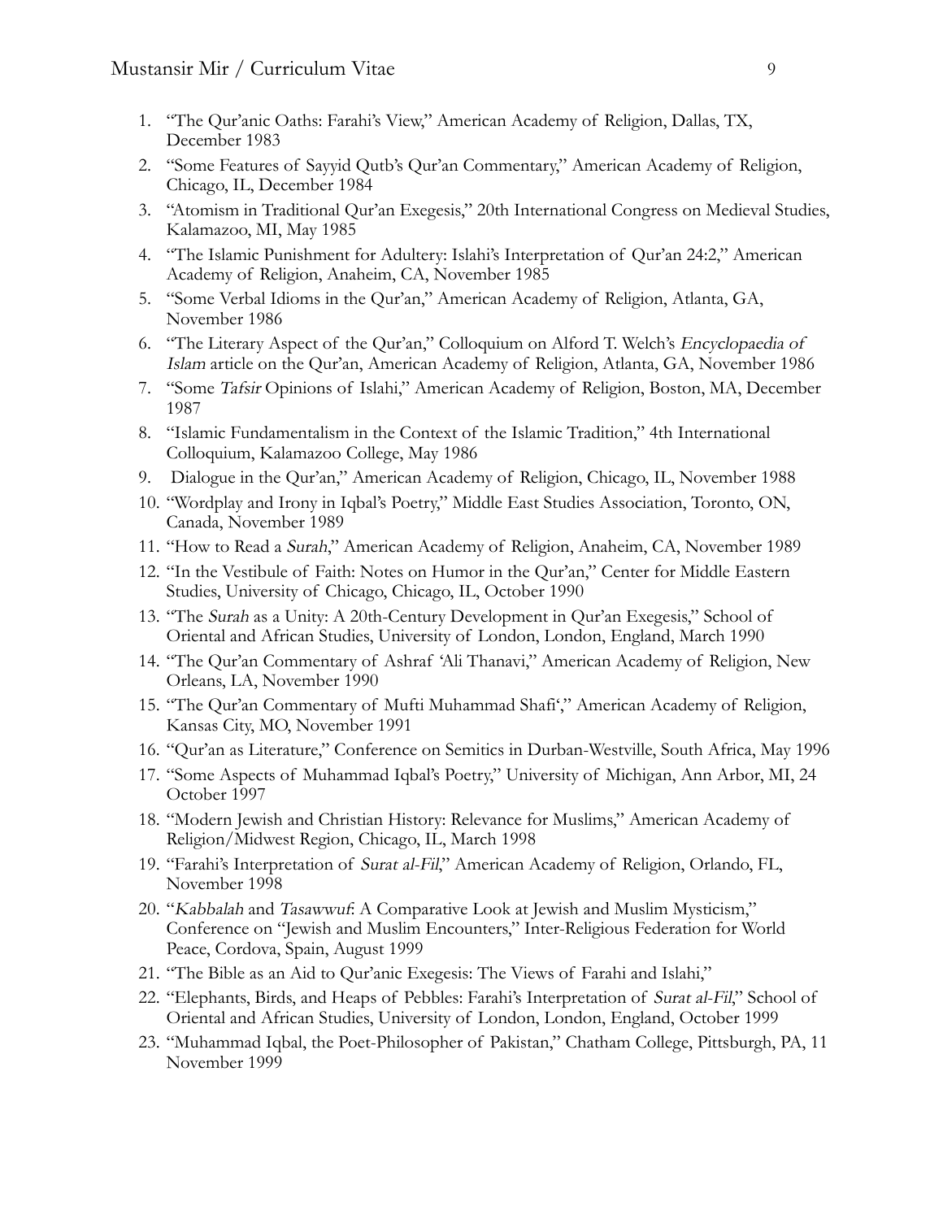1. "The Qur'anic Oaths: Farahi's View," American Academy of Religion, Dallas, TX, December 1983
2. "Some Features of Sayyid Qutb's Qur'an Commentary," American Academy of Religion, Chicago, IL, December 1984
3. "Atomism in Traditional Qur'an Exegesis," 20th International Congress on Medieval Studies, Kalamazoo, MI, May 1985
4. "The Islamic Punishment for Adultery: Islahi's Interpretation of Qur'an 24:2," American Academy of Religion, Anaheim, CA, November 1985
5. "Some Verbal Idioms in the Qur'an," American Academy of Religion, Atlanta, GA, November 1986
6. "The Literary Aspect of the Qur'an," Colloquium on Alford T. Welch's *Encyclopaedia of Islam* article on the Qur'an, American Academy of Religion, Atlanta, GA, November 1986
7. "Some *Tafsir* Opinions of Islahi," American Academy of Religion, Boston, MA, December 1987
8. "Islamic Fundamentalism in the Context of the Islamic Tradition," 4th International Colloquium, Kalamazoo College, May 1986
9. Dialogue in the Qur'an," American Academy of Religion, Chicago, IL, November 1988
10. "Wordplay and Irony in Iqbal's Poetry," Middle East Studies Association, Toronto, ON, Canada, November 1989
11. "How to Read a *Surah*," American Academy of Religion, Anaheim, CA, November 1989
12. "In the Vestibule of Faith: Notes on Humor in the Qur'an," Center for Middle Eastern Studies, University of Chicago, Chicago, IL, October 1990
13. "The *Surah* as a Unity: A 20th-Century Development in Qur'an Exegesis," School of Oriental and African Studies, University of London, London, England, March 1990
14. "The Qur'an Commentary of Ashraf 'Ali Thanavi," American Academy of Religion, New Orleans, LA, November 1990
15. "The Qur'an Commentary of Mufti Muhammad Shafi'," American Academy of Religion, Kansas City, MO, November 1991
16. "Qur'an as Literature," Conference on Semitics in Durban-Westville, South Africa, May 1996
17. "Some Aspects of Muhammad Iqbal's Poetry," University of Michigan, Ann Arbor, MI, 24 October 1997
18. "Modern Jewish and Christian History: Relevance for Muslims," American Academy of Religion/Midwest Region, Chicago, IL, March 1998
19. "Farahi's Interpretation of *Surat al-Fil*," American Academy of Religion, Orlando, FL, November 1998
20. "*Kabbalah* and *Tasawwuf*: A Comparative Look at Jewish and Muslim Mysticism," Conference on "Jewish and Muslim Encounters," Inter-Religious Federation for World Peace, Cordova, Spain, August 1999
21. "The Bible as an Aid to Qur'anic Exegesis: The Views of Farahi and Islahi,"
22. "Elephants, Birds, and Heaps of Pebbles: Farahi's Interpretation of *Surat al-Fil*," School of Oriental and African Studies, University of London, London, England, October 1999
23. "Muhammad Iqbal, the Poet-Philosopher of Pakistan," Chatham College, Pittsburgh, PA, 11 November 1999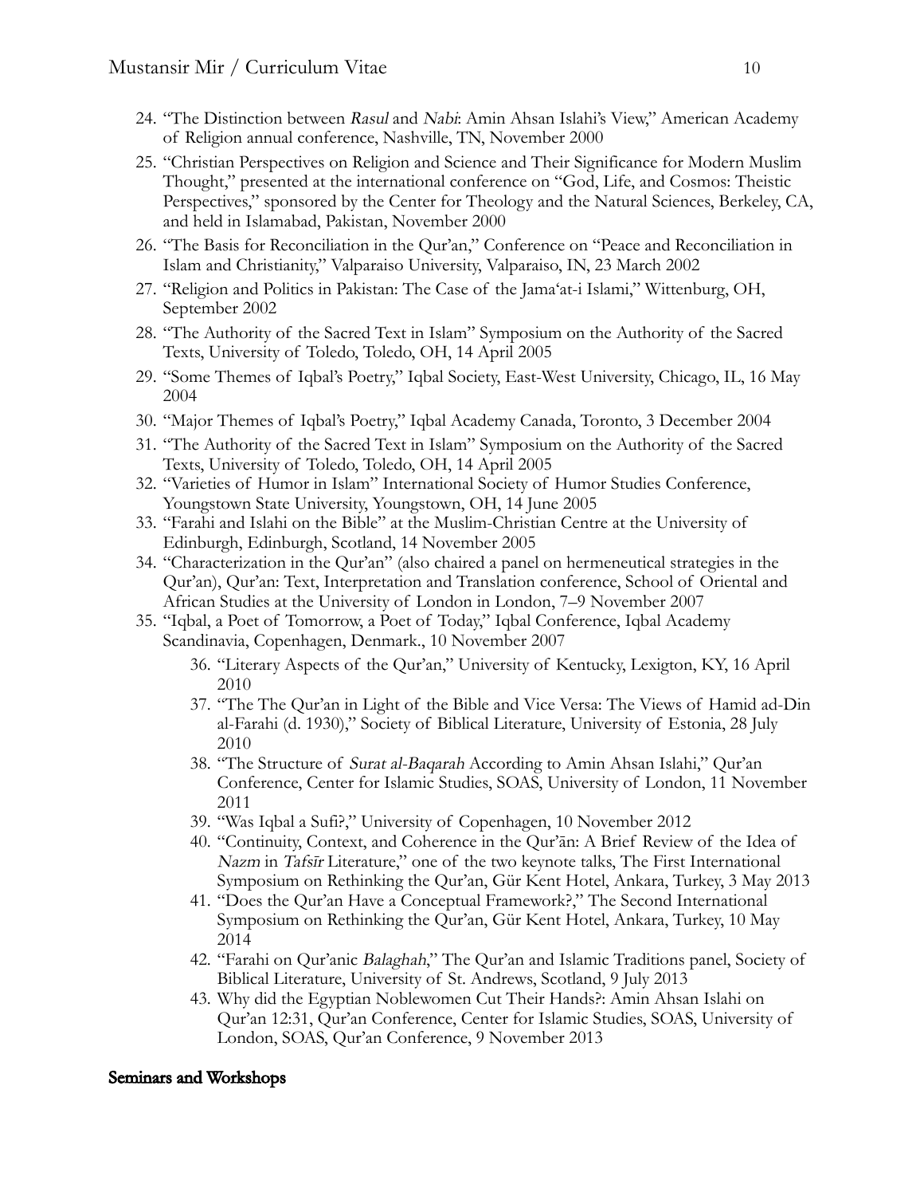24. "The Distinction between *Rasul* and *Nabi*: Amin Ahsan Islahi's View," American Academy of Religion annual conference, Nashville, TN, November 2000
25. "Christian Perspectives on Religion and Science and Their Significance for Modern Muslim Thought," presented at the international conference on "God, Life, and Cosmos: Theistic Perspectives," sponsored by the Center for Theology and the Natural Sciences, Berkeley, CA, and held in Islamabad, Pakistan, November 2000
26. "The Basis for Reconciliation in the Qur'an," Conference on "Peace and Reconciliation in Islam and Christianity," Valparaiso University, Valparaiso, IN, 23 March 2002
27. "Religion and Politics in Pakistan: The Case of the Jama'at-i Islami," Wittenburg, OH, September 2002
28. "The Authority of the Sacred Text in Islam" Symposium on the Authority of the Sacred Texts, University of Toledo, Toledo, OH, 14 April 2005
29. "Some Themes of Iqbal's Poetry," Iqbal Society, East-West University, Chicago, IL, 16 May 2004
30. "Major Themes of Iqbal's Poetry," Iqbal Academy Canada, Toronto, 3 December 2004
31. "The Authority of the Sacred Text in Islam" Symposium on the Authority of the Sacred Texts, University of Toledo, Toledo, OH, 14 April 2005
32. "Varieties of Humor in Islam" International Society of Humor Studies Conference, Youngstown State University, Youngstown, OH, 14 June 2005
33. "Farahi and Islahi on the Bible" at the Muslim-Christian Centre at the University of Edinburgh, Edinburgh, Scotland, 14 November 2005
34. "Characterization in the Qur'an" (also chaired a panel on hermeneutical strategies in the Qur'an), Qur'an: Text, Interpretation and Translation conference, School of Oriental and African Studies at the University of London in London, 7–9 November 2007
35. "Iqbal, a Poet of Tomorrow, a Poet of Today," Iqbal Conference, Iqbal Academy Scandinavia, Copenhagen, Denmark., 10 November 2007
36. "Literary Aspects of the Qur'an," University of Kentucky, Lexigton, KY, 16 April 2010
37. "The The Qur'an in Light of the Bible and Vice Versa: The Views of Hamid ad-Din al-Farahi (d. 1930)," Society of Biblical Literature, University of Estonia, 28 July 2010
38. "The Structure of *Surat al-Baqarah* According to Amin Ahsan Islahi," Qur'an Conference, Center for Islamic Studies, SOAS, University of London, 11 November 2011
39. "Was Iqbal a Sufi?," University of Copenhagen, 10 November 2012
40. "Continuity, Context, and Coherence in the Qur'ān: A Brief Review of the Idea of *Nazm* in *Tafsīr* Literature," one of the two keynote talks, The First International Symposium on Rethinking the Qur'an, Gür Kent Hotel, Ankara, Turkey, 3 May 2013
41. "Does the Qur'an Have a Conceptual Framework?," The Second International Symposium on Rethinking the Qur'an, Gür Kent Hotel, Ankara, Turkey, 10 May 2014
42. "Farahi on Qur'anic *Balaghah*," The Qur'an and Islamic Traditions panel, Society of Biblical Literature, University of St. Andrews, Scotland, 9 July 2013
43. Why did the Egyptian Noblewomen Cut Their Hands?: Amin Ahsan Islahi on Qur'an 12:31, Qur'an Conference, Center for Islamic Studies, SOAS, University of London, SOAS, Qur'an Conference, 9 November 2013

**Seminars and Workshops**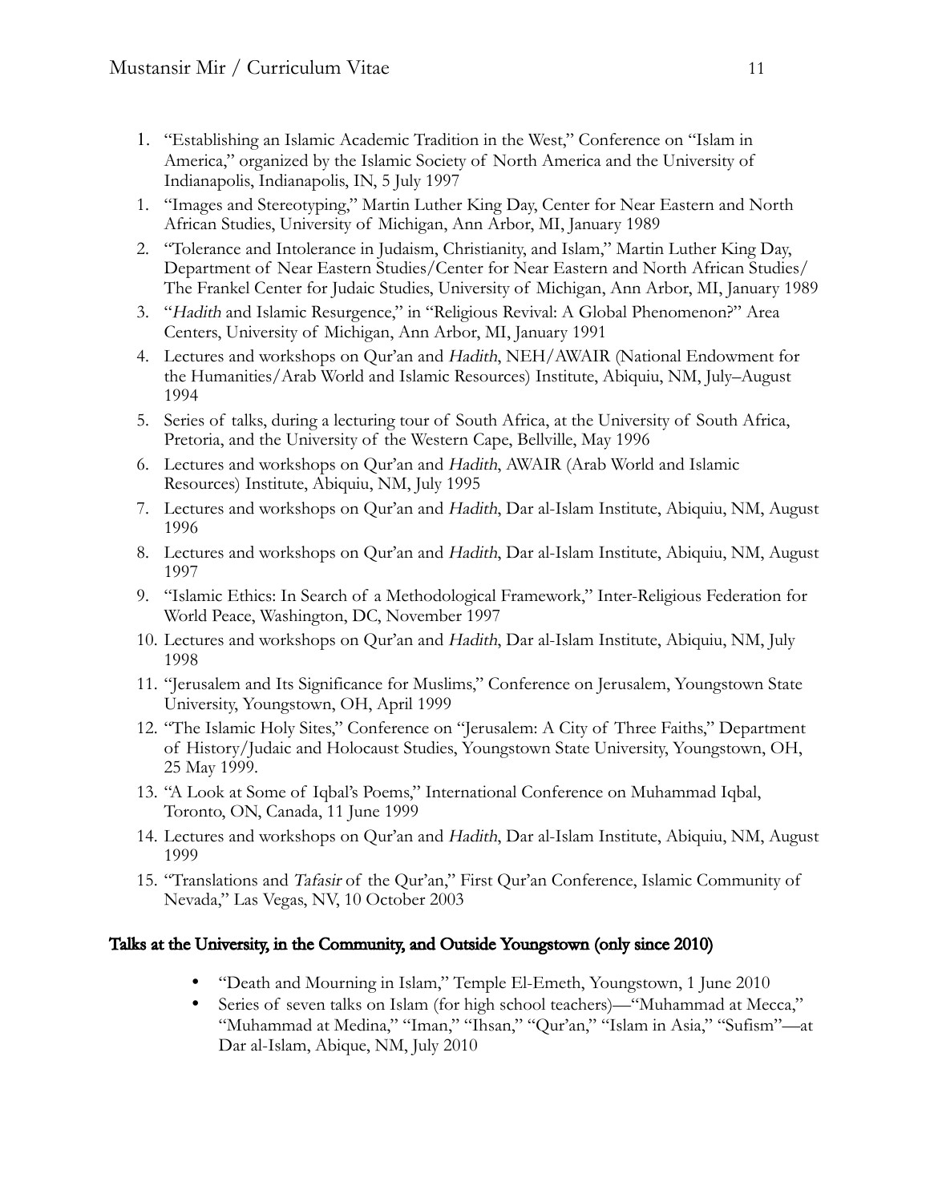1. "Establishing an Islamic Academic Tradition in the West," Conference on "Islam in America," organized by the Islamic Society of North America and the University of Indianapolis, Indianapolis, IN, 5 July 1997

1. "Images and Stereotyping," Martin Luther King Day, Center for Near Eastern and North African Studies, University of Michigan, Ann Arbor, MI, January 1989
2. "Tolerance and Intolerance in Judaism, Christianity, and Islam," Martin Luther King Day, Department of Near Eastern Studies/Center for Near Eastern and North African Studies/ The Frankel Center for Judaic Studies, University of Michigan, Ann Arbor, MI, January 1989
3. "*Hadith* and Islamic Resurgence," in "Religious Revival: A Global Phenomenon?" Area Centers, University of Michigan, Ann Arbor, MI, January 1991
4. Lectures and workshops on Qur'an and *Hadith*, NEH/AWAIR (National Endowment for the Humanities/Arab World and Islamic Resources) Institute, Abiquiu, NM, July–August 1994
5. Series of talks, during a lecturing tour of South Africa, at the University of South Africa, Pretoria, and the University of the Western Cape, Bellville, May 1996
6. Lectures and workshops on Qur'an and *Hadith*, AWAIR (Arab World and Islamic Resources) Institute, Abiquiu, NM, July 1995
7. Lectures and workshops on Qur'an and *Hadith*, Dar al-Islam Institute, Abiquiu, NM, August 1996
8. Lectures and workshops on Qur'an and *Hadith*, Dar al-Islam Institute, Abiquiu, NM, August 1997
9. "Islamic Ethics: In Search of a Methodological Framework," Inter-Religious Federation for World Peace, Washington, DC, November 1997
10. Lectures and workshops on Qur'an and *Hadith*, Dar al-Islam Institute, Abiquiu, NM, July 1998
11. "Jerusalem and Its Significance for Muslims," Conference on Jerusalem, Youngstown State University, Youngstown, OH, April 1999
12. "The Islamic Holy Sites," Conference on "Jerusalem: A City of Three Faiths," Department of History/Judaic and Holocaust Studies, Youngstown State University, Youngstown, OH, 25 May 1999.
13. "A Look at Some of Iqbal's Poems," International Conference on Muhammad Iqbal, Toronto, ON, Canada, 11 June 1999
14. Lectures and workshops on Qur'an and *Hadith*, Dar al-Islam Institute, Abiquiu, NM, August 1999
15. "Translations and *Tafasir* of the Qur'an," First Qur'an Conference, Islamic Community of Nevada," Las Vegas, NV, 10 October 2003

## Talks at the University, in the Community, and Outside Youngstown (only since 2010)

- "Death and Mourning in Islam," Temple El-Emeth, Youngstown, 1 June 2010
- Series of seven talks on Islam (for high school teachers)—"Muhammad at Mecca," "Muhammad at Medina," "Iman," "Ihsan," "Qur'an," "Islam in Asia," "Sufism"—at Dar al-Islam, Abique, NM, July 2010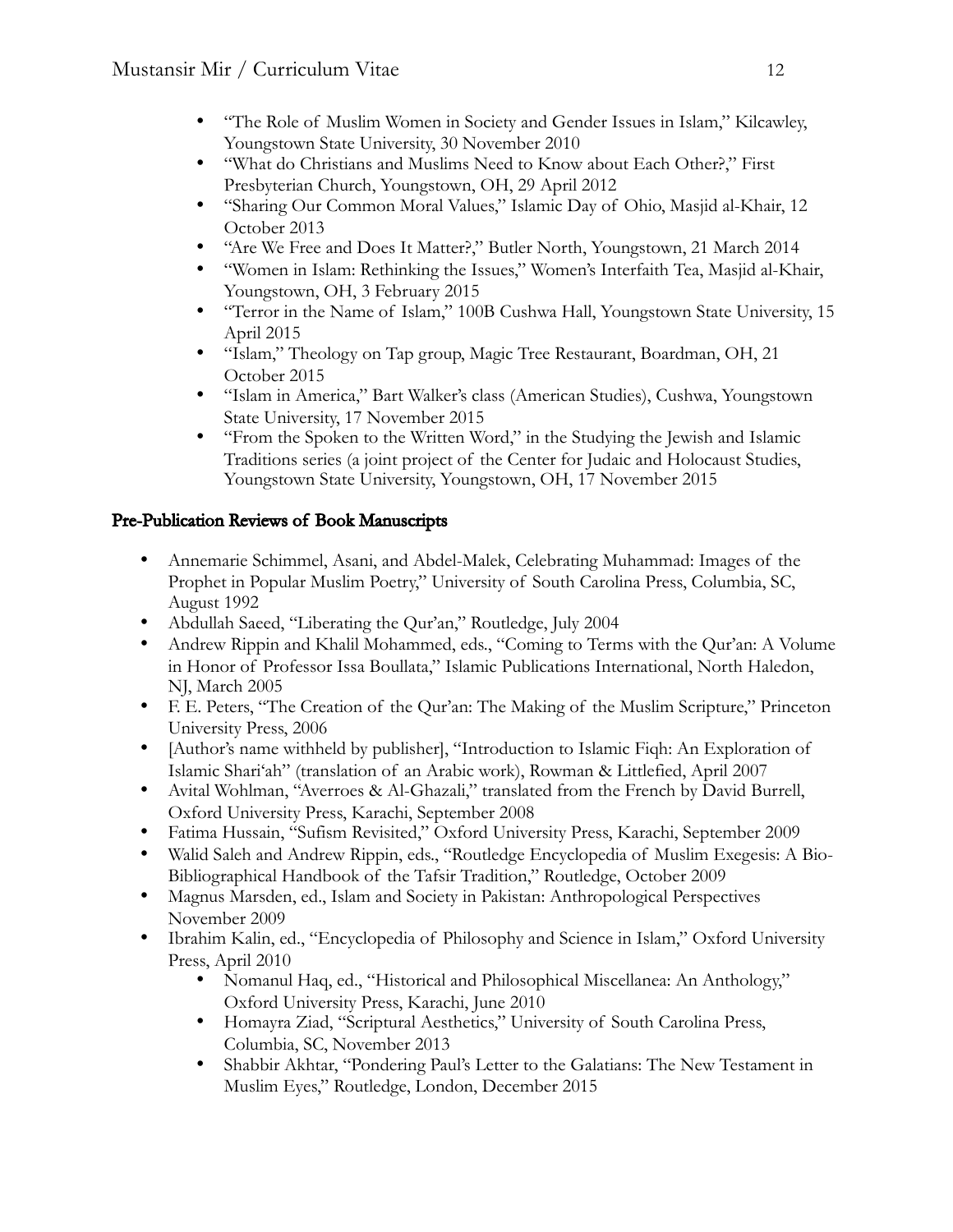- "The Role of Muslim Women in Society and Gender Issues in Islam," Kilcawley, Youngstown State University, 30 November 2010
- "What do Christians and Muslims Need to Know about Each Other?," First Presbyterian Church, Youngstown, OH, 29 April 2012
- "Sharing Our Common Moral Values," Islamic Day of Ohio, Masjid al-Khair, 12 October 2013
- "Are We Free and Does It Matter?," Butler North, Youngstown, 21 March 2014
- "Women in Islam: Rethinking the Issues," Women's Interfaith Tea, Masjid al-Khair, Youngstown, OH, 3 February 2015
- "Terror in the Name of Islam," 100B Cushwa Hall, Youngstown State University, 15 April 2015
- "Islam," Theology on Tap group, Magic Tree Restaurant, Boardman, OH, 21 October 2015
- "Islam in America," Bart Walker's class (American Studies), Cushwa, Youngstown State University, 17 November 2015
- "From the Spoken to the Written Word," in the Studying the Jewish and Islamic Traditions series (a joint project of the Center for Judaic and Holocaust Studies, Youngstown State University, Youngstown, OH, 17 November 2015

## Pre-Publication Reviews of Book Manuscripts

- Annemarie Schimmel, Asani, and Abdel-Malek, Celebrating Muhammad: Images of the Prophet in Popular Muslim Poetry," University of South Carolina Press, Columbia, SC, August 1992
- Abdullah Saeed, "Liberating the Qur'an," Routledge, July 2004
- Andrew Rippin and Khalil Mohammed, eds., "Coming to Terms with the Qur'an: A Volume in Honor of Professor Issa Boullata," Islamic Publications International, North Haledon, NJ, March 2005
- F. E. Peters, "The Creation of the Qur'an: The Making of the Muslim Scripture," Princeton University Press, 2006
- [Author's name withheld by publisher], "Introduction to Islamic Fiqh: An Exploration of Islamic Shari'ah" (translation of an Arabic work), Rowman & Littlefied, April 2007
- Avital Wohlman, "Averroes & Al-Ghazali," translated from the French by David Burrell, Oxford University Press, Karachi, September 2008
- Fatima Hussain, "Sufism Revisited," Oxford University Press, Karachi, September 2009
- Walid Saleh and Andrew Rippin, eds., "Routledge Encyclopedia of Muslim Exegesis: A Bio-Bibliographical Handbook of the Tafsir Tradition," Routledge, October 2009
- Magnus Marsden, ed., Islam and Society in Pakistan: Anthropological Perspectives November 2009
- Ibrahim Kalin, ed., "Encyclopedia of Philosophy and Science in Islam," Oxford University Press, April 2010
  - Nomanul Haq, ed., "Historical and Philosophical Miscellanea: An Anthology," Oxford University Press, Karachi, June 2010
  - Homayra Ziad, "Scriptural Aesthetics," University of South Carolina Press, Columbia, SC, November 2013
  - Shabbir Akhtar, "Pondering Paul's Letter to the Galatians: The New Testament in Muslim Eyes," Routledge, London, December 2015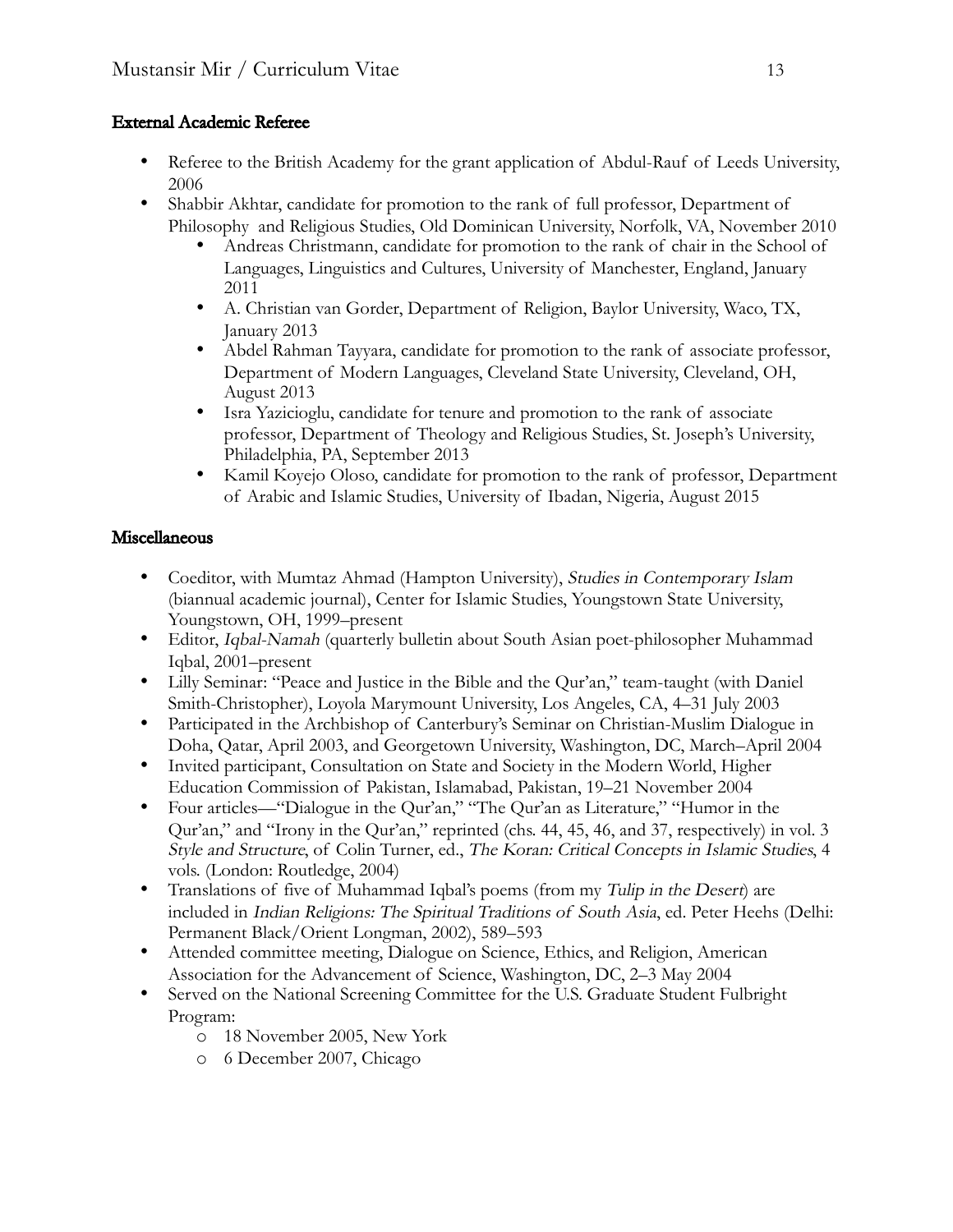## External Academic Referee

- Referee to the British Academy for the grant application of Abdul-Rauf of Leeds University, 2006
- Shabbir Akhtar, candidate for promotion to the rank of full professor, Department of Philosophy and Religious Studies, Old Dominican University, Norfolk, VA, November 2010
    - Andreas Christmann, candidate for promotion to the rank of chair in the School of Languages, Linguistics and Cultures, University of Manchester, England, January 2011
    - A. Christian van Gorder, Department of Religion, Baylor University, Waco, TX, January 2013
    - Abdel Rahman Tayyara, candidate for promotion to the rank of associate professor, Department of Modern Languages, Cleveland State University, Cleveland, OH, August 2013
    - Isra Yazicioglu, candidate for tenure and promotion to the rank of associate professor, Department of Theology and Religious Studies, St. Joseph's University, Philadelphia, PA, September 2013
    - Kamil Koyejo Oloso, candidate for promotion to the rank of professor, Department of Arabic and Islamic Studies, University of Ibadan, Nigeria, August 2015

## Miscellaneous

- Coeditor, with Mumtaz Ahmad (Hampton University), *Studies in Contemporary Islam* (biannual academic journal), Center for Islamic Studies, Youngstown State University, Youngstown, OH, 1999–present
- Editor, *Iqbal-Namah* (quarterly bulletin about South Asian poet-philosopher Muhammad Iqbal, 2001–present
- Lilly Seminar: "Peace and Justice in the Bible and the Qur'an," team-taught (with Daniel Smith-Christopher), Loyola Marymount University, Los Angeles, CA, 4–31 July 2003
- Participated in the Archbishop of Canterbury's Seminar on Christian-Muslim Dialogue in Doha, Qatar, April 2003, and Georgetown University, Washington, DC, March–April 2004
- Invited participant, Consultation on State and Society in the Modern World, Higher Education Commission of Pakistan, Islamabad, Pakistan, 19–21 November 2004
- Four articles—"Dialogue in the Qur'an," "The Qur'an as Literature," "Humor in the Qur'an," and "Irony in the Qur'an," reprinted (chs. 44, 45, 46, and 37, respectively) in vol. 3 *Style and Structure*, of Colin Turner, ed., *The Koran: Critical Concepts in Islamic Studies*, 4 vols. (London: Routledge, 2004)
- Translations of five of Muhammad Iqbal's poems (from my *Tulip in the Desert*) are included in *Indian Religions: The Spiritual Traditions of South Asia*, ed. Peter Heehs (Delhi: Permanent Black/Orient Longman, 2002), 589–593
- Attended committee meeting, Dialogue on Science, Ethics, and Religion, American Association for the Advancement of Science, Washington, DC, 2–3 May 2004
- Served on the National Screening Committee for the U.S. Graduate Student Fulbright Program:
    - 18 November 2005, New York
    - 6 December 2007, Chicago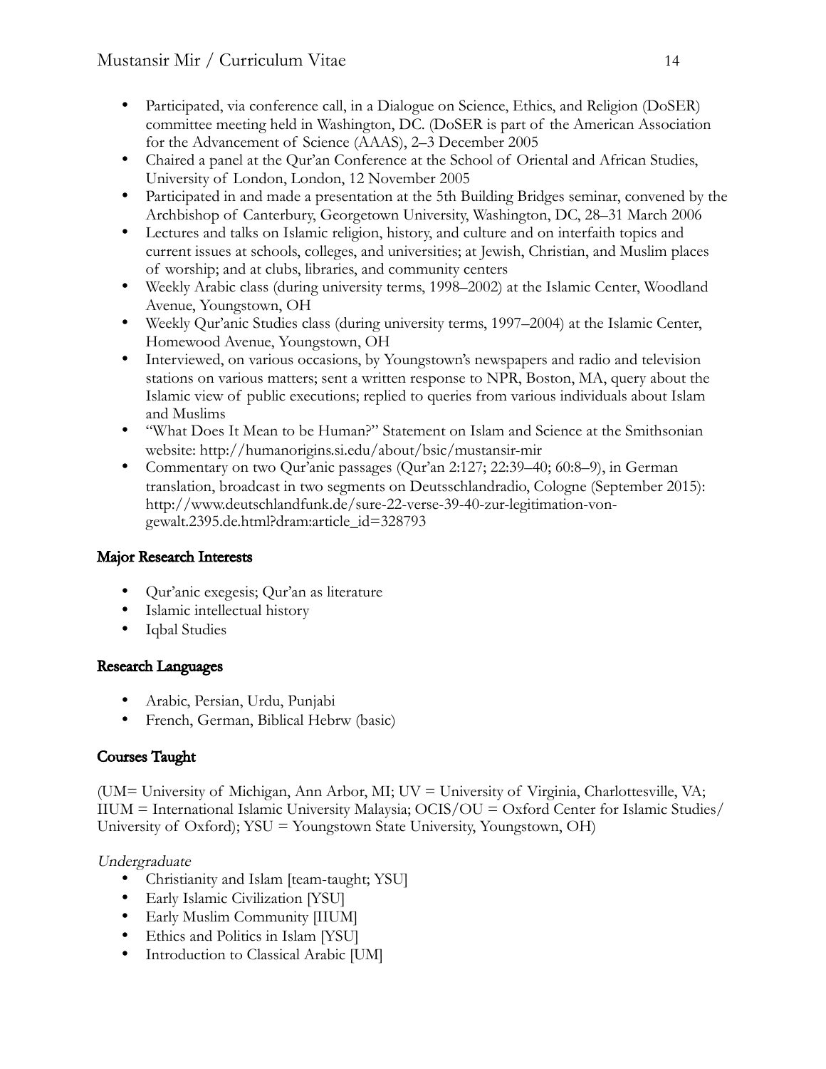- Participated, via conference call, in a Dialogue on Science, Ethics, and Religion (DoSER) committee meeting held in Washington, DC. (DoSER is part of the American Association for the Advancement of Science (AAAS), 2–3 December 2005
- Chaired a panel at the Qur'an Conference at the School of Oriental and African Studies, University of London, London, 12 November 2005
- Participated in and made a presentation at the 5th Building Bridges seminar, convened by the Archbishop of Canterbury, Georgetown University, Washington, DC, 28–31 March 2006
- Lectures and talks on Islamic religion, history, and culture and on interfaith topics and current issues at schools, colleges, and universities; at Jewish, Christian, and Muslim places of worship; and at clubs, libraries, and community centers
- Weekly Arabic class (during university terms, 1998–2002) at the Islamic Center, Woodland Avenue, Youngstown, OH
- Weekly Qur'anic Studies class (during university terms, 1997–2004) at the Islamic Center, Homewood Avenue, Youngstown, OH
- Interviewed, on various occasions, by Youngstown's newspapers and radio and television stations on various matters; sent a written response to NPR, Boston, MA, query about the Islamic view of public executions; replied to queries from various individuals about Islam and Muslims
- "What Does It Mean to be Human?" Statement on Islam and Science at the Smithsonian website: http://humanorigins.si.edu/about/bsic/mustansir-mir
- Commentary on two Qur'anic passages (Qur'an 2:127; 22:39–40; 60:8–9), in German translation, broadcast in two segments on Deutsschlandradio, Cologne (September 2015): http://www.deutschlandfunk.de/sure-22-verse-39-40-zur-legitimation-von-gewalt.2395.de.html?dram:article_id=328793

## Major Research Interests

- Qur'anic exegesis; Qur'an as literature
- Islamic intellectual history
- Iqbal Studies

## Research Languages

- Arabic, Persian, Urdu, Punjabi
- French, German, Biblical Hebrw (basic)

## Courses Taught

(UM= University of Michigan, Ann Arbor, MI; UV = University of Virginia, Charlottesville, VA; IIUM = International Islamic University Malaysia; OCIS/OU = Oxford Center for Islamic Studies/ University of Oxford); YSU = Youngstown State University, Youngstown, OH)

*Undergraduate*

- Christianity and Islam [team-taught; YSU]
- Early Islamic Civilization [YSU]
- Early Muslim Community [IIUM]
- Ethics and Politics in Islam [YSU]
- Introduction to Classical Arabic [UM]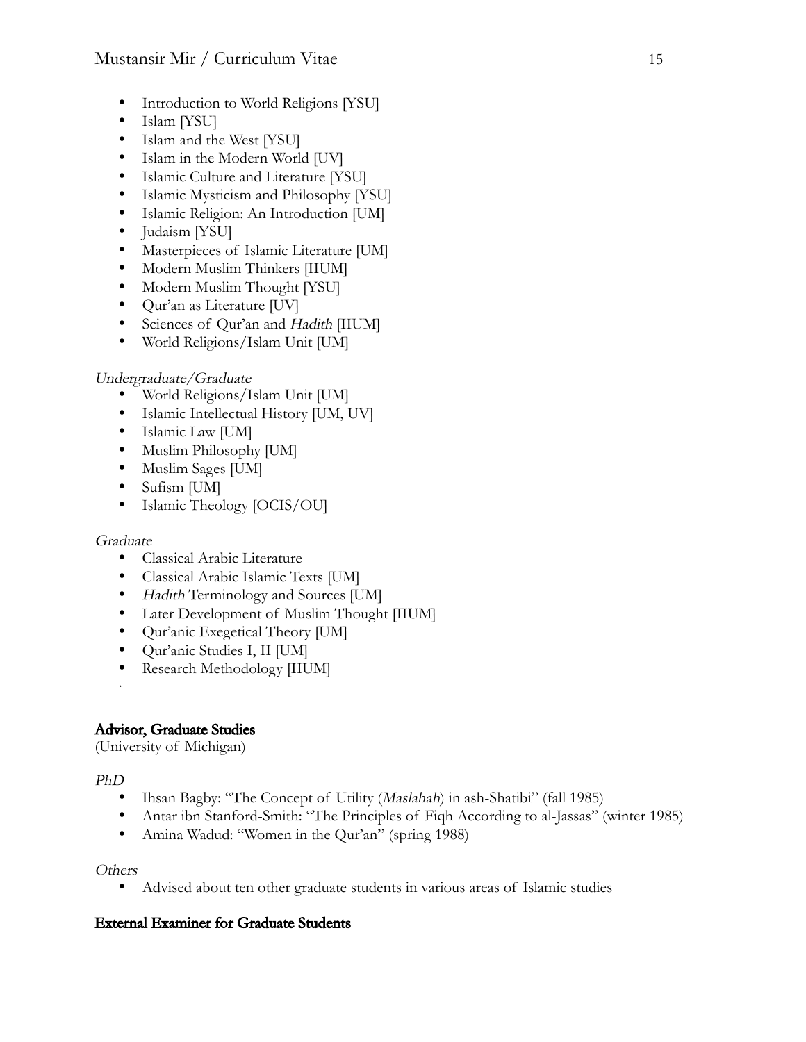- Introduction to World Religions [YSU]
- Islam [YSU]
- Islam and the West [YSU]
- Islam in the Modern World [UV]
- Islamic Culture and Literature [YSU]
- Islamic Mysticism and Philosophy [YSU]
- Islamic Religion: An Introduction [UM]
- Judaism [YSU]
- Masterpieces of Islamic Literature [UM]
- Modern Muslim Thinkers [IIUM]
- Modern Muslim Thought [YSU]
- Qur'an as Literature [UV]
- Sciences of Qur'an and *Hadith* [IIUM]
- World Religions/Islam Unit [UM]

*Undergraduate/Graduate*

- World Religions/Islam Unit [UM]
- Islamic Intellectual History [UM, UV]
- Islamic Law [UM]
- Muslim Philosophy [UM]
- Muslim Sages [UM]
- Sufism [UM]
- Islamic Theology [OCIS/OU]

*Graduate*

- Classical Arabic Literature
- Classical Arabic Islamic Texts [UM]
- *Hadith* Terminology and Sources [UM]
- Later Development of Muslim Thought [IIUM]
- Qur'anic Exegetical Theory [UM]
- Qur'anic Studies I, II [UM]
- Research Methodology [IIUM]

**Advisor, Graduate Studies**
(University of Michigan)

*PhD*

- Ihsan Bagby: "The Concept of Utility (*Maslahah*) in ash-Shatibi" (fall 1985)
- Antar ibn Stanford-Smith: "The Principles of Fiqh According to al-Jassas" (winter 1985)
- Amina Wadud: "Women in the Qur'an" (spring 1988)

*Others*

- Advised about ten other graduate students in various areas of Islamic studies

**External Examiner for Graduate Students**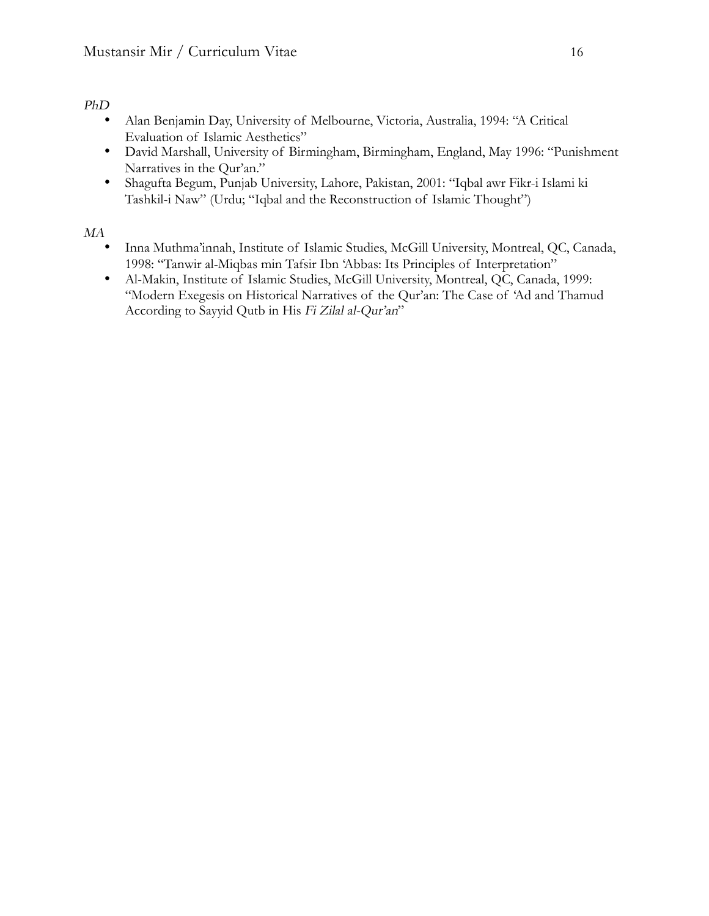*PhD*

- Alan Benjamin Day, University of Melbourne, Victoria, Australia, 1994: "A Critical Evaluation of Islamic Aesthetics"
- David Marshall, University of Birmingham, Birmingham, England, May 1996: "Punishment Narratives in the Qur'an."
- Shagufta Begum, Punjab University, Lahore, Pakistan, 2001: "Iqbal awr Fikr-i Islami ki Tashkil-i Naw" (Urdu; "Iqbal and the Reconstruction of Islamic Thought")

*MA*

- Inna Muthma'innah, Institute of Islamic Studies, McGill University, Montreal, QC, Canada, 1998: "Tanwir al-Miqbas min Tafsir Ibn 'Abbas: Its Principles of Interpretation"
- Al-Makin, Institute of Islamic Studies, McGill University, Montreal, QC, Canada, 1999: "Modern Exegesis on Historical Narratives of the Qur'an: The Case of 'Ad and Thamud According to Sayyid Qutb in His *Fi Zilal al-Qur'an*"